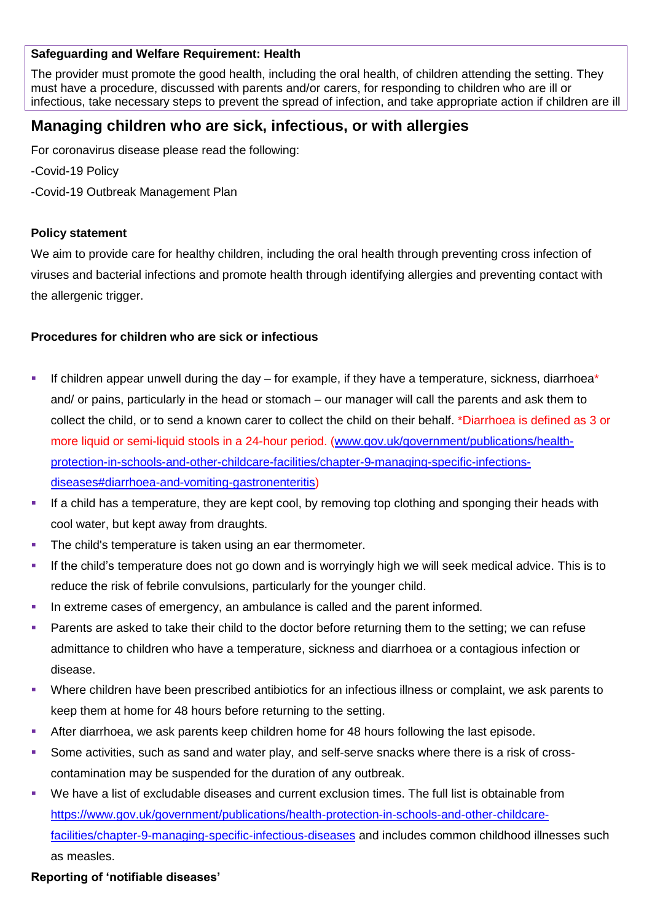**Safeguarding and Welfare Requirement: Health**

The provider must promote the good health, including the oral health, of children attending the setting. They must have a procedure, discussed with parents and/or carers, for responding to children who are ill or infectious, take necessary steps to prevent the spread of infection, and take appropriate action if children are ill

## Managing children who are sick, infectious, or with allergies

For coronavirus disease please read the following:

-Covid-19 Policy

-Covid-19 Outbreak Management Plan

**Policy statement**

We aim to provide care for healthy children, including the oral health through preventing cross infection of viruses and bacterial infections and promote health through identifying allergies and preventing contact with the allergenic trigger.

**Procedures for children who are sick or infectious**

- If children appear unwell during the day – for example, if they have a temperature, sickness, diarrhoea* and/ or pains, particularly in the head or stomach – our manager will call the parents and ask them to collect the child, or to send a known carer to collect the child on their behalf. *Diarrhoea is defined as 3 or more liquid or semi-liquid stools in a 24-hour period. (www.gov.uk/government/publications/health-protection-in-schools-and-other-childcare-facilities/chapter-9-managing-specific-infections-diseases#diarrhoea-and-vomiting-gastronenteritis)
- If a child has a temperature, they are kept cool, by removing top clothing and sponging their heads with cool water, but kept away from draughts.
- The child's temperature is taken using an ear thermometer.
- If the child's temperature does not go down and is worryingly high we will seek medical advice. This is to reduce the risk of febrile convulsions, particularly for the younger child.
- In extreme cases of emergency, an ambulance is called and the parent informed.
- Parents are asked to take their child to the doctor before returning them to the setting; we can refuse admittance to children who have a temperature, sickness and diarrhoea or a contagious infection or disease.
- Where children have been prescribed antibiotics for an infectious illness or complaint, we ask parents to keep them at home for 48 hours before returning to the setting.
- After diarrhoea, we ask parents keep children home for 48 hours following the last episode.
- Some activities, such as sand and water play, and self-serve snacks where there is a risk of cross-contamination may be suspended for the duration of any outbreak.
- We have a list of excludable diseases and current exclusion times. The full list is obtainable from https://www.gov.uk/government/publications/health-protection-in-schools-and-other-childcare-facilities/chapter-9-managing-specific-infectious-diseases and includes common childhood illnesses such as measles.

**Reporting of 'notifiable diseases'**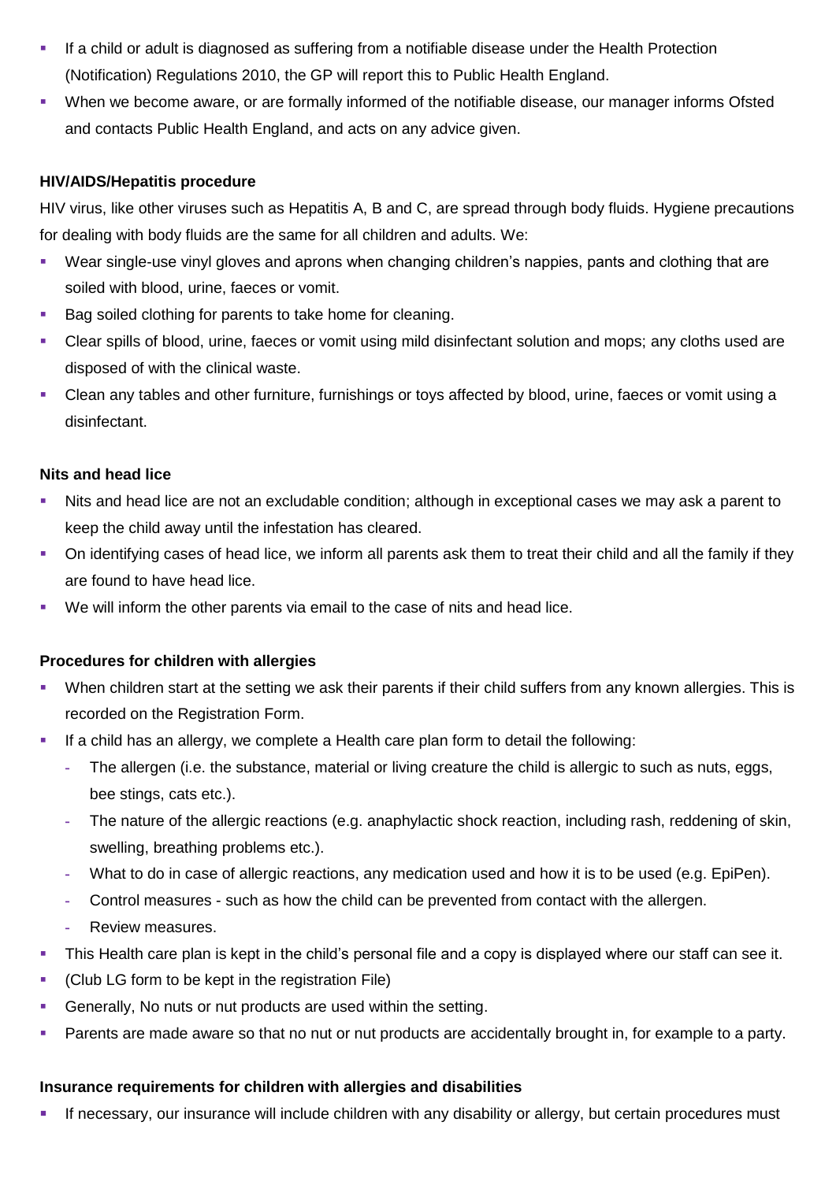- If a child or adult is diagnosed as suffering from a notifiable disease under the Health Protection (Notification) Regulations 2010, the GP will report this to Public Health England.
- When we become aware, or are formally informed of the notifiable disease, our manager informs Ofsted and contacts Public Health England, and acts on any advice given.

**HIV/AIDS/Hepatitis procedure**

HIV virus, like other viruses such as Hepatitis A, B and C, are spread through body fluids. Hygiene precautions for dealing with body fluids are the same for all children and adults. We:

- Wear single-use vinyl gloves and aprons when changing children's nappies, pants and clothing that are soiled with blood, urine, faeces or vomit.
- Bag soiled clothing for parents to take home for cleaning.
- Clear spills of blood, urine, faeces or vomit using mild disinfectant solution and mops; any cloths used are disposed of with the clinical waste.
- Clean any tables and other furniture, furnishings or toys affected by blood, urine, faeces or vomit using a disinfectant.

**Nits and head lice**

- Nits and head lice are not an excludable condition; although in exceptional cases we may ask a parent to keep the child away until the infestation has cleared.
- On identifying cases of head lice, we inform all parents ask them to treat their child and all the family if they are found to have head lice.
- We will inform the other parents via email to the case of nits and head lice.

**Procedures for children with allergies**

- When children start at the setting we ask their parents if their child suffers from any known allergies. This is recorded on the Registration Form.
- If a child has an allergy, we complete a Health care plan form to detail the following:
  - The allergen (i.e. the substance, material or living creature the child is allergic to such as nuts, eggs, bee stings, cats etc.).
  - The nature of the allergic reactions (e.g. anaphylactic shock reaction, including rash, reddening of skin, swelling, breathing problems etc.).
  - What to do in case of allergic reactions, any medication used and how it is to be used (e.g. EpiPen).
  - Control measures - such as how the child can be prevented from contact with the allergen.
  - Review measures.
- This Health care plan is kept in the child's personal file and a copy is displayed where our staff can see it.
- (Club LG form to be kept in the registration File)
- Generally, No nuts or nut products are used within the setting.
- Parents are made aware so that no nut or nut products are accidentally brought in, for example to a party.

**Insurance requirements for children with allergies and disabilities**

- If necessary, our insurance will include children with any disability or allergy, but certain procedures must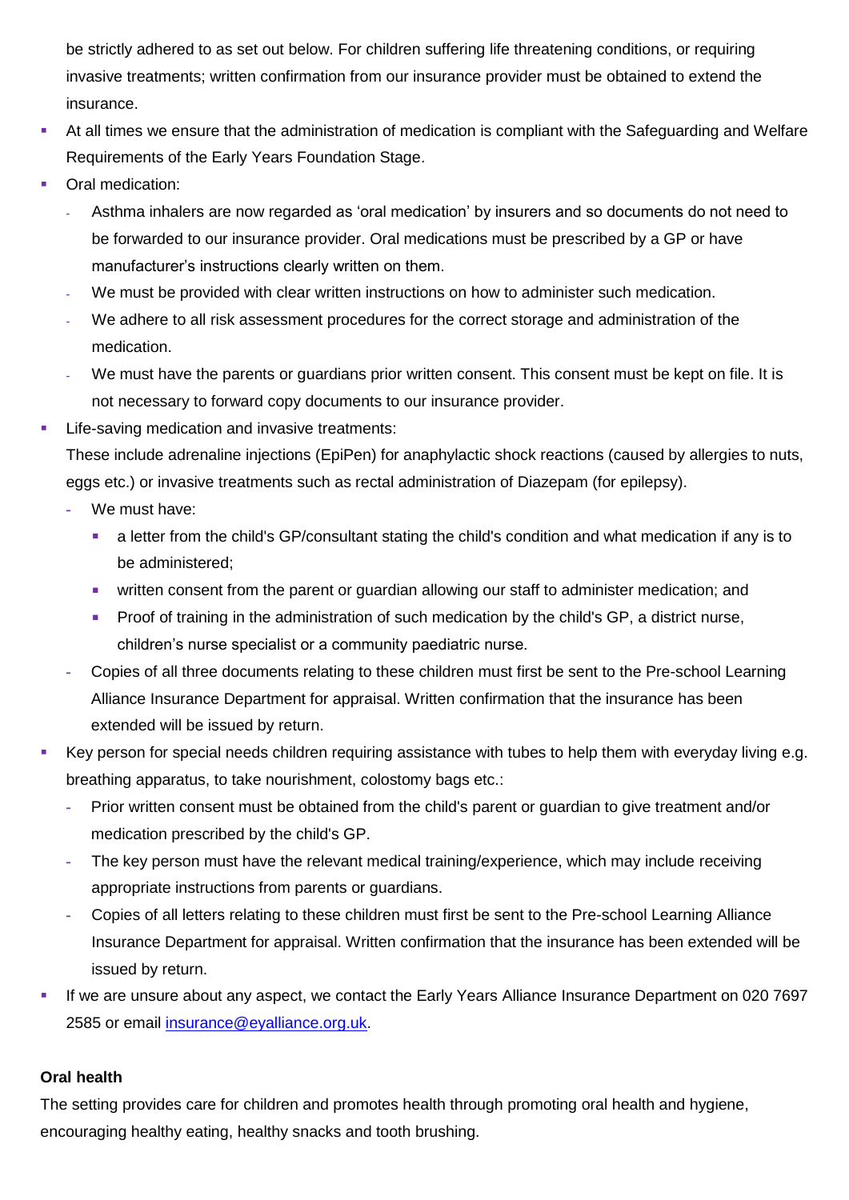be strictly adhered to as set out below. For children suffering life threatening conditions, or requiring invasive treatments; written confirmation from our insurance provider must be obtained to extend the insurance.

- At all times we ensure that the administration of medication is compliant with the Safeguarding and Welfare Requirements of the Early Years Foundation Stage.
- Oral medication:
  - Asthma inhalers are now regarded as 'oral medication' by insurers and so documents do not need to be forwarded to our insurance provider. Oral medications must be prescribed by a GP or have manufacturer's instructions clearly written on them.
  - We must be provided with clear written instructions on how to administer such medication.
  - We adhere to all risk assessment procedures for the correct storage and administration of the medication.
  - We must have the parents or guardians prior written consent. This consent must be kept on file. It is not necessary to forward copy documents to our insurance provider.
- Life-saving medication and invasive treatments:
  These include adrenaline injections (EpiPen) for anaphylactic shock reactions (caused by allergies to nuts, eggs etc.) or invasive treatments such as rectal administration of Diazepam (for epilepsy).
  - We must have:
    - a letter from the child's GP/consultant stating the child's condition and what medication if any is to be administered;
    - written consent from the parent or guardian allowing our staff to administer medication; and
    - Proof of training in the administration of such medication by the child's GP, a district nurse, children's nurse specialist or a community paediatric nurse.
  - Copies of all three documents relating to these children must first be sent to the Pre-school Learning Alliance Insurance Department for appraisal. Written confirmation that the insurance has been extended will be issued by return.
- Key person for special needs children requiring assistance with tubes to help them with everyday living e.g. breathing apparatus, to take nourishment, colostomy bags etc.:
  - Prior written consent must be obtained from the child's parent or guardian to give treatment and/or medication prescribed by the child's GP.
  - The key person must have the relevant medical training/experience, which may include receiving appropriate instructions from parents or guardians.
  - Copies of all letters relating to these children must first be sent to the Pre-school Learning Alliance Insurance Department for appraisal. Written confirmation that the insurance has been extended will be issued by return.
- If we are unsure about any aspect, we contact the Early Years Alliance Insurance Department on 020 7697 2585 or email [insurance@eyalliance.org.uk](mailto:insurance@eyalliance.org.uk).

**Oral health**

The setting provides care for children and promotes health through promoting oral health and hygiene, encouraging healthy eating, healthy snacks and tooth brushing.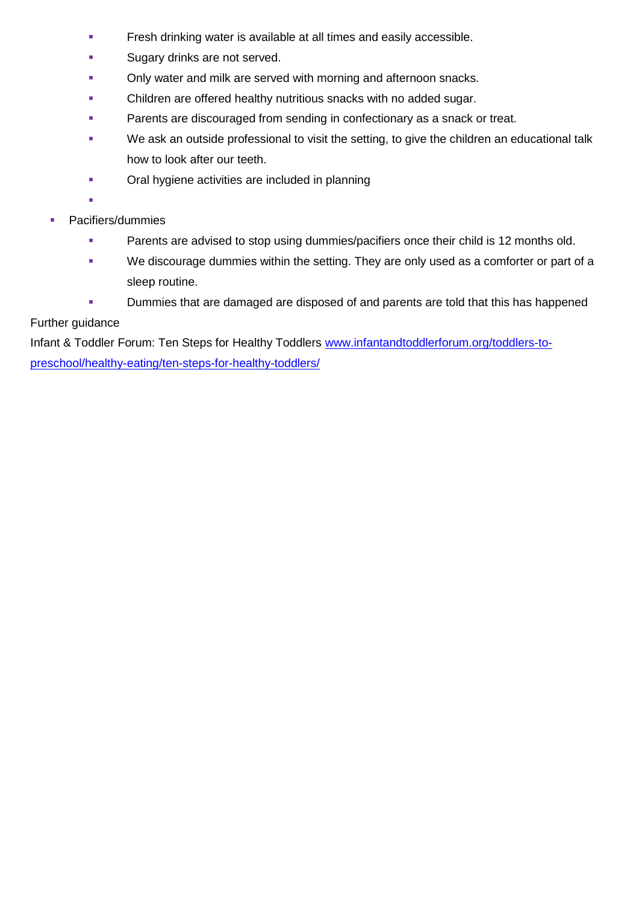- Fresh drinking water is available at all times and easily accessible.
    - Sugary drinks are not served.
    - Only water and milk are served with morning and afternoon snacks.
    - Children are offered healthy nutritious snacks with no added sugar.
    - Parents are discouraged from sending in confectionary as a snack or treat.
    - We ask an outside professional to visit the setting, to give the children an educational talk how to look after our teeth.
    - Oral hygiene activities are included in planning
    -
- Pacifiers/dummies
    - Parents are advised to stop using dummies/pacifiers once their child is 12 months old.
    - We discourage dummies within the setting. They are only used as a comforter or part of a sleep routine.
    - Dummies that are damaged are disposed of and parents are told that this has happened

Further guidance

Infant & Toddler Forum: Ten Steps for Healthy Toddlers [www.infantandtoddlerforum.org/toddlers-to-preschool/healthy-eating/ten-steps-for-healthy-toddlers/](www.infantandtoddlerforum.org/toddlers-to-preschool/healthy-eating/ten-steps-for-healthy-toddlers/)